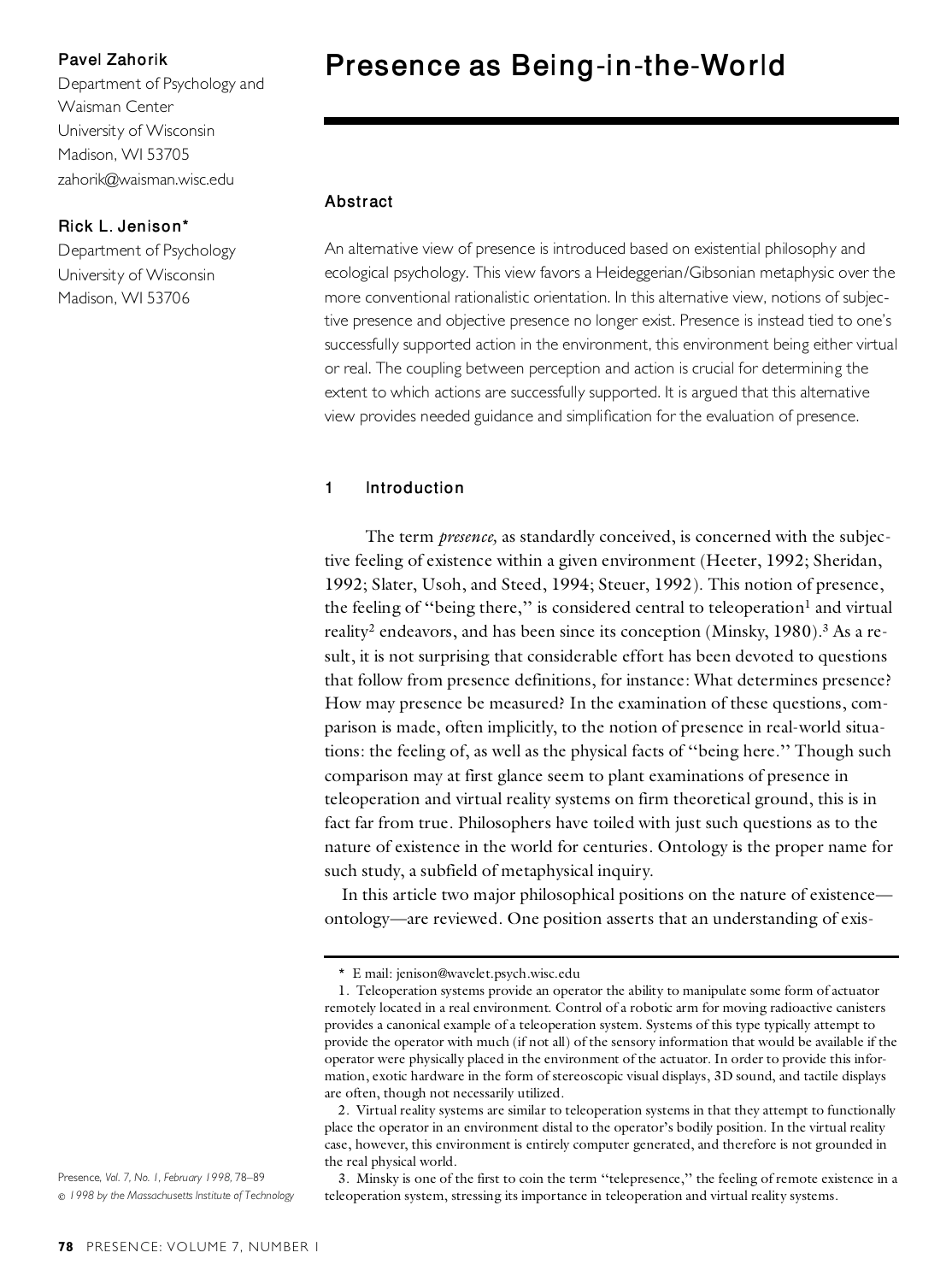Pavel Zahorik
Department of Psychology and Waisman Center
University of Wisconsin
Madison, WI 53705
zahorik@waisman.wisc.edu

Rick L. Jenison*
Department of Psychology
University of Wisconsin
Madison, WI 53706

# Presence as Being-in-the-World

## Abstract

An alternative view of presence is introduced based on existential philosophy and ecological psychology. This view favors a Heideggerian/Gibsonian metaphysic over the more conventional rationalistic orientation. In this alternative view, notions of subjective presence and objective presence no longer exist. Presence is instead tied to one's successfully supported action in the environment, this environment being either virtual or real. The coupling between perception and action is crucial for determining the extent to which actions are successfully supported. It is argued that this alternative view provides needed guidance and simplification for the evaluation of presence.

## 1 Introduction

The term *presence,* as standardly conceived, is concerned with the subjective feeling of existence within a given environment (Heeter, 1992; Sheridan, 1992; Slater, Usoh, and Steed, 1994; Steuer, 1992). This notion of presence, the feeling of "being there," is considered central to teleoperation[1] and virtual reality[2] endeavors, and has been since its conception (Minsky, 1980).[3] As a result, it is not surprising that considerable effort has been devoted to questions that follow from presence definitions, for instance: What determines presence? How may presence be measured? In the examination of these questions, comparison is made, often implicitly, to the notion of presence in real-world situations: the feeling of, as well as the physical facts of "being here." Though such comparison may at first glance seem to plant examinations of presence in teleoperation and virtual reality systems on firm theoretical ground, this is in fact far from true. Philosophers have toiled with just such questions as to the nature of existence in the world for centuries. Ontology is the proper name for such study, a subfield of metaphysical inquiry.

In this article two major philosophical positions on the nature of existence—ontology—are reviewed. One position asserts that an understanding of exis-

\* E mail: jenison@wavelet.psych.wisc.edu

1. Teleoperation systems provide an operator the ability to manipulate some form of actuator remotely located in a real environment. Control of a robotic arm for moving radioactive canisters provides a canonical example of a teleoperation system. Systems of this type typically attempt to provide the operator with much (if not all) of the sensory information that would be available if the operator were physically placed in the environment of the actuator. In order to provide this information, exotic hardware in the form of stereoscopic visual displays, 3D sound, and tactile displays are often, though not necessarily utilized.

2. Virtual reality systems are similar to teleoperation systems in that they attempt to functionally place the operator in an environment distal to the operator's bodily position. In the virtual reality case, however, this environment is entirely computer generated, and therefore is not grounded in the real physical world.

3. Minsky is one of the first to coin the term "telepresence," the feeling of remote existence in a teleoperation system, stressing its importance in teleoperation and virtual reality systems.

Presence, *Vol. 7, No. 1, February 1998, 78–89*
*© 1998 by the Massachusetts Institute of Technology*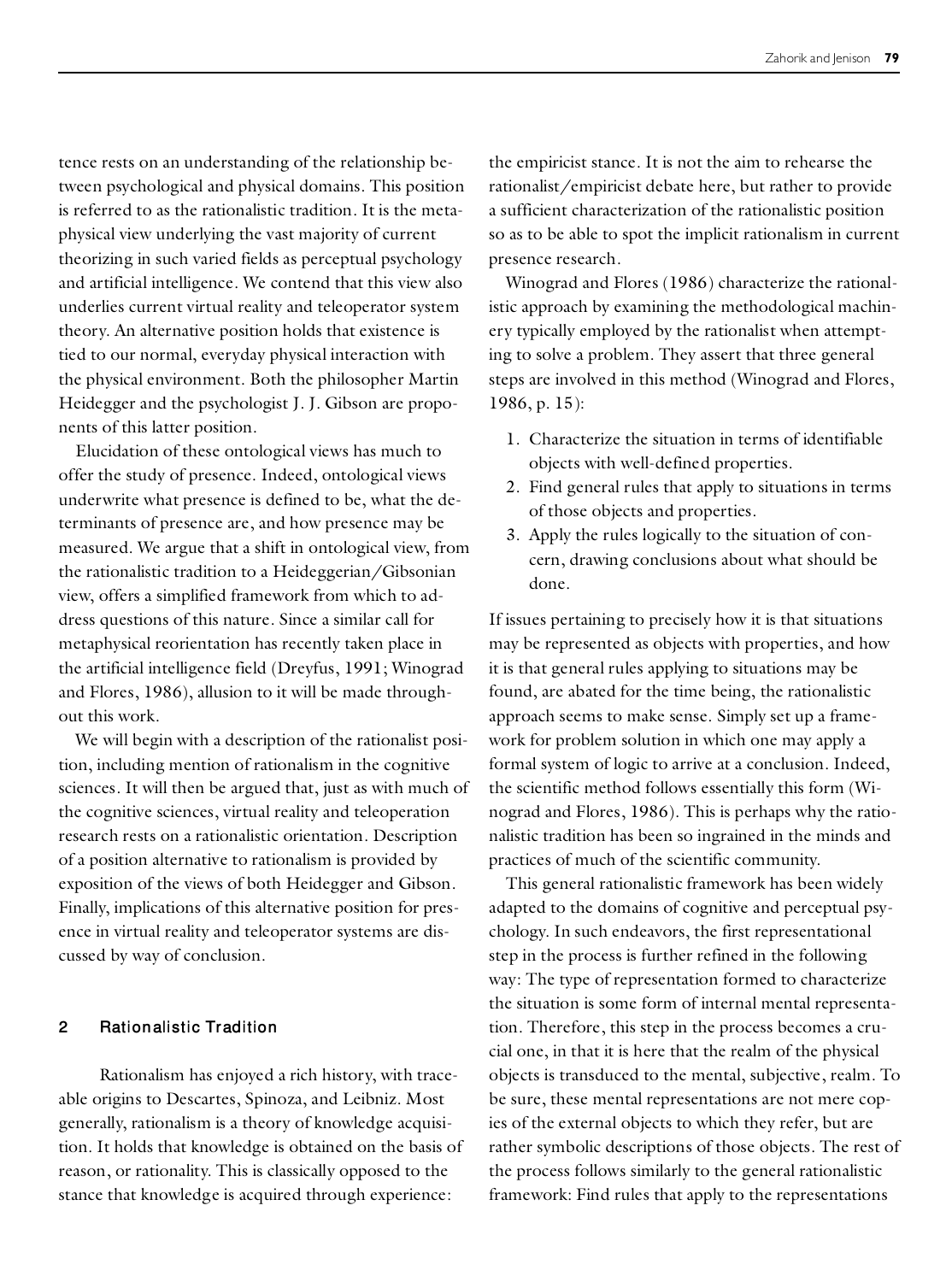tence rests on an understanding of the relationship between psychological and physical domains. This position is referred to as the rationalistic tradition. It is the metaphysical view underlying the vast majority of current theorizing in such varied fields as perceptual psychology and artificial intelligence. We contend that this view also underlies current virtual reality and teleoperator system theory. An alternative position holds that existence is tied to our normal, everyday physical interaction with the physical environment. Both the philosopher Martin Heidegger and the psychologist J. J. Gibson are proponents of this latter position.

Elucidation of these ontological views has much to offer the study of presence. Indeed, ontological views underwrite what presence is defined to be, what the determinants of presence are, and how presence may be measured. We argue that a shift in ontological view, from the rationalistic tradition to a Heideggerian/Gibsonian view, offers a simplified framework from which to address questions of this nature. Since a similar call for metaphysical reorientation has recently taken place in the artificial intelligence field (Dreyfus, 1991; Winograd and Flores, 1986), allusion to it will be made throughout this work.

We will begin with a description of the rationalist position, including mention of rationalism in the cognitive sciences. It will then be argued that, just as with much of the cognitive sciences, virtual reality and teleoperation research rests on a rationalistic orientation. Description of a position alternative to rationalism is provided by exposition of the views of both Heidegger and Gibson. Finally, implications of this alternative position for presence in virtual reality and teleoperator systems are discussed by way of conclusion.

## 2 Rationalistic Tradition

Rationalism has enjoyed a rich history, with traceable origins to Descartes, Spinoza, and Leibniz. Most generally, rationalism is a theory of knowledge acquisition. It holds that knowledge is obtained on the basis of reason, or rationality. This is classically opposed to the stance that knowledge is acquired through experience: the empiricist stance. It is not the aim to rehearse the rationalist/empiricist debate here, but rather to provide a sufficient characterization of the rationalistic position so as to be able to spot the implicit rationalism in current presence research.

Winograd and Flores (1986) characterize the rationalistic approach by examining the methodological machinery typically employed by the rationalist when attempting to solve a problem. They assert that three general steps are involved in this method (Winograd and Flores, 1986, p. 15):

1. Characterize the situation in terms of identifiable objects with well-defined properties.
2. Find general rules that apply to situations in terms of those objects and properties.
3. Apply the rules logically to the situation of concern, drawing conclusions about what should be done.

If issues pertaining to precisely how it is that situations may be represented as objects with properties, and how it is that general rules applying to situations may be found, are abated for the time being, the rationalistic approach seems to make sense. Simply set up a framework for problem solution in which one may apply a formal system of logic to arrive at a conclusion. Indeed, the scientific method follows essentially this form (Winograd and Flores, 1986). This is perhaps why the rationalistic tradition has been so ingrained in the minds and practices of much of the scientific community.

This general rationalistic framework has been widely adapted to the domains of cognitive and perceptual psychology. In such endeavors, the first representational step in the process is further refined in the following way: The type of representation formed to characterize the situation is some form of internal mental representation. Therefore, this step in the process becomes a crucial one, in that it is here that the realm of the physical objects is transduced to the mental, subjective, realm. To be sure, these mental representations are not mere copies of the external objects to which they refer, but are rather symbolic descriptions of those objects. The rest of the process follows similarly to the general rationalistic framework: Find rules that apply to the representations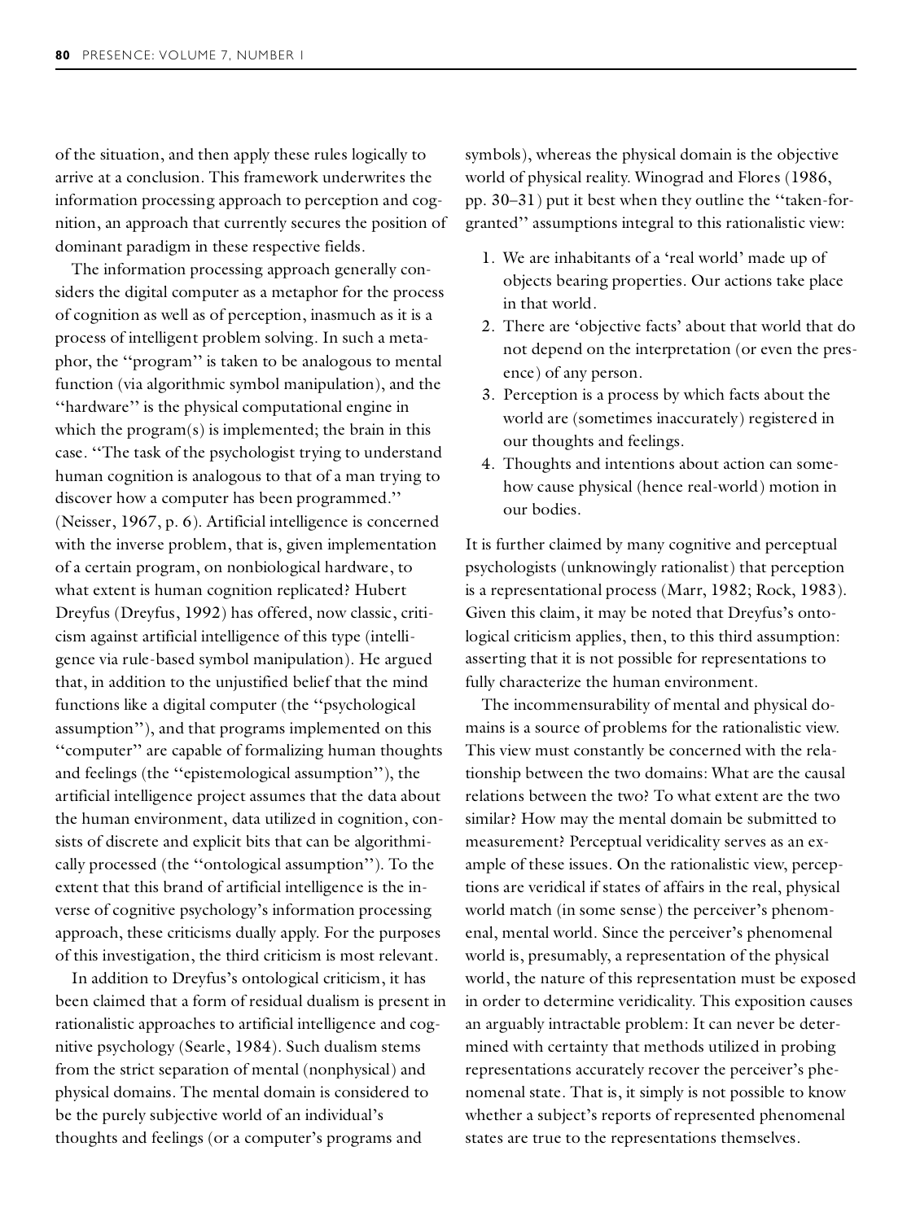of the situation, and then apply these rules logically to arrive at a conclusion. This framework underwrites the information processing approach to perception and cognition, an approach that currently secures the position of dominant paradigm in these respective fields.

The information processing approach generally considers the digital computer as a metaphor for the process of cognition as well as of perception, inasmuch as it is a process of intelligent problem solving. In such a metaphor, the ''program'' is taken to be analogous to mental function (via algorithmic symbol manipulation), and the ''hardware'' is the physical computational engine in which the program(s) is implemented; the brain in this case. ''The task of the psychologist trying to understand human cognition is analogous to that of a man trying to discover how a computer has been programmed.'' (Neisser, 1967, p. 6). Artificial intelligence is concerned with the inverse problem, that is, given implementation of a certain program, on nonbiological hardware, to what extent is human cognition replicated? Hubert Dreyfus (Dreyfus, 1992) has offered, now classic, criticism against artificial intelligence of this type (intelligence via rule-based symbol manipulation). He argued that, in addition to the unjustified belief that the mind functions like a digital computer (the ''psychological assumption''), and that programs implemented on this ''computer'' are capable of formalizing human thoughts and feelings (the ''epistemological assumption''), the artificial intelligence project assumes that the data about the human environment, data utilized in cognition, consists of discrete and explicit bits that can be algorithmically processed (the ''ontological assumption''). To the extent that this brand of artificial intelligence is the inverse of cognitive psychology's information processing approach, these criticisms dually apply. For the purposes of this investigation, the third criticism is most relevant.

In addition to Dreyfus's ontological criticism, it has been claimed that a form of residual dualism is present in rationalistic approaches to artificial intelligence and cognitive psychology (Searle, 1984). Such dualism stems from the strict separation of mental (nonphysical) and physical domains. The mental domain is considered to be the purely subjective world of an individual's thoughts and feelings (or a computer's programs and symbols), whereas the physical domain is the objective world of physical reality. Winograd and Flores (1986, pp. 30–31) put it best when they outline the ''taken-for-granted'' assumptions integral to this rationalistic view:

1. We are inhabitants of a 'real world' made up of objects bearing properties. Our actions take place in that world.
2. There are 'objective facts' about that world that do not depend on the interpretation (or even the presence) of any person.
3. Perception is a process by which facts about the world are (sometimes inaccurately) registered in our thoughts and feelings.
4. Thoughts and intentions about action can somehow cause physical (hence real-world) motion in our bodies.

It is further claimed by many cognitive and perceptual psychologists (unknowingly rationalist) that perception is a representational process (Marr, 1982; Rock, 1983). Given this claim, it may be noted that Dreyfus's ontological criticism applies, then, to this third assumption: asserting that it is not possible for representations to fully characterize the human environment.

The incommensurability of mental and physical domains is a source of problems for the rationalistic view. This view must constantly be concerned with the relationship between the two domains: What are the causal relations between the two? To what extent are the two similar? How may the mental domain be submitted to measurement? Perceptual veridicality serves as an example of these issues. On the rationalistic view, perceptions are veridical if states of affairs in the real, physical world match (in some sense) the perceiver's phenomenal, mental world. Since the perceiver's phenomenal world is, presumably, a representation of the physical world, the nature of this representation must be exposed in order to determine veridicality. This exposition causes an arguably intractable problem: It can never be determined with certainty that methods utilized in probing representations accurately recover the perceiver's phenomenal state. That is, it simply is not possible to know whether a subject's reports of represented phenomenal states are true to the representations themselves.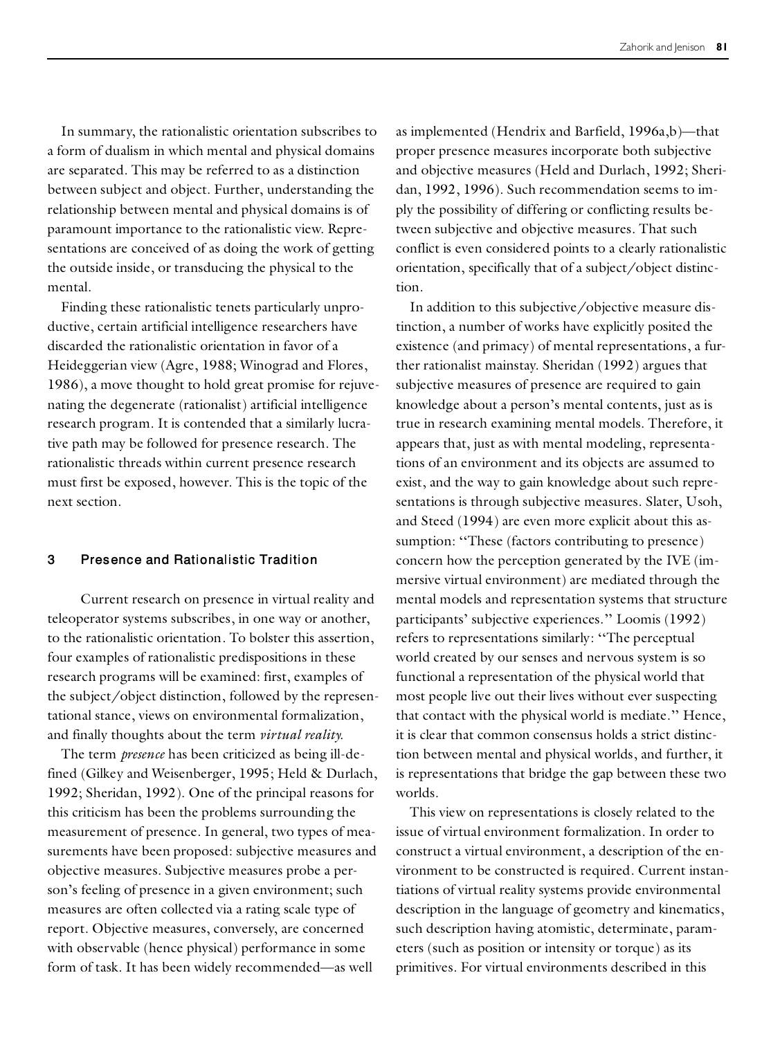In summary, the rationalistic orientation subscribes to a form of dualism in which mental and physical domains are separated. This may be referred to as a distinction between subject and object. Further, understanding the relationship between mental and physical domains is of paramount importance to the rationalistic view. Representations are conceived of as doing the work of getting the outside inside, or transducing the physical to the mental.

Finding these rationalistic tenets particularly unproductive, certain artificial intelligence researchers have discarded the rationalistic orientation in favor of a Heideggerian view (Agre, 1988; Winograd and Flores, 1986), a move thought to hold great promise for rejuvenating the degenerate (rationalist) artificial intelligence research program. It is contended that a similarly lucrative path may be followed for presence research. The rationalistic threads within current presence research must first be exposed, however. This is the topic of the next section.

## 3 Presence and Rationalistic Tradition

Current research on presence in virtual reality and teleoperator systems subscribes, in one way or another, to the rationalistic orientation. To bolster this assertion, four examples of rationalistic predispositions in these research programs will be examined: first, examples of the subject/object distinction, followed by the representational stance, views on environmental formalization, and finally thoughts about the term *virtual reality.*

The term *presence* has been criticized as being ill-defined (Gilkey and Weisenberger, 1995; Held & Durlach, 1992; Sheridan, 1992). One of the principal reasons for this criticism has been the problems surrounding the measurement of presence. In general, two types of measurements have been proposed: subjective measures and objective measures. Subjective measures probe a person's feeling of presence in a given environment; such measures are often collected via a rating scale type of report. Objective measures, conversely, are concerned with observable (hence physical) performance in some form of task. It has been widely recommended—as well as implemented (Hendrix and Barfield, 1996a,b)—that proper presence measures incorporate both subjective and objective measures (Held and Durlach, 1992; Sheridan, 1992, 1996). Such recommendation seems to imply the possibility of differing or conflicting results between subjective and objective measures. That such conflict is even considered points to a clearly rationalistic orientation, specifically that of a subject/object distinction.

In addition to this subjective/objective measure distinction, a number of works have explicitly posited the existence (and primacy) of mental representations, a further rationalist mainstay. Sheridan (1992) argues that subjective measures of presence are required to gain knowledge about a person's mental contents, just as is true in research examining mental models. Therefore, it appears that, just as with mental modeling, representations of an environment and its objects are assumed to exist, and the way to gain knowledge about such representations is through subjective measures. Slater, Usoh, and Steed (1994) are even more explicit about this assumption: "These (factors contributing to presence) concern how the perception generated by the IVE (immersive virtual environment) are mediated through the mental models and representation systems that structure participants' subjective experiences." Loomis (1992) refers to representations similarly: "The perceptual world created by our senses and nervous system is so functional a representation of the physical world that most people live out their lives without ever suspecting that contact with the physical world is mediate." Hence, it is clear that common consensus holds a strict distinction between mental and physical worlds, and further, it is representations that bridge the gap between these two worlds.

This view on representations is closely related to the issue of virtual environment formalization. In order to construct a virtual environment, a description of the environment to be constructed is required. Current instantiations of virtual reality systems provide environmental description in the language of geometry and kinematics, such description having atomistic, determinate, parameters (such as position or intensity or torque) as its primitives. For virtual environments described in this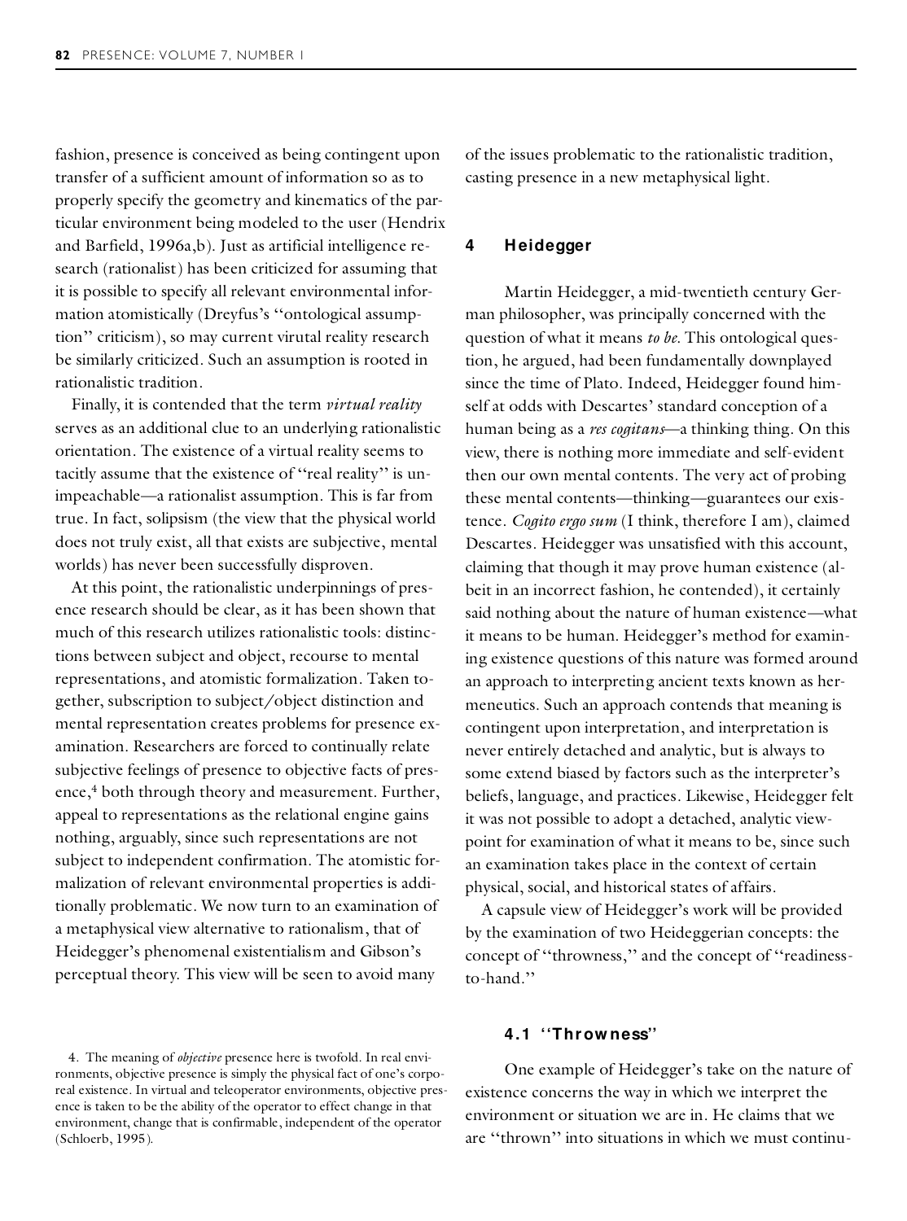fashion, presence is conceived as being contingent upon transfer of a sufficient amount of information so as to properly specify the geometry and kinematics of the particular environment being modeled to the user (Hendrix and Barfield, 1996a,b). Just as artificial intelligence research (rationalist) has been criticized for assuming that it is possible to specify all relevant environmental information atomistically (Dreyfus's "ontological assumption" criticism), so may current virutal reality research be similarly criticized. Such an assumption is rooted in rationalistic tradition.

Finally, it is contended that the term *virtual reality* serves as an additional clue to an underlying rationalistic orientation. The existence of a virtual reality seems to tacitly assume that the existence of "real reality" is unimpeachable—a rationalist assumption. This is far from true. In fact, solipsism (the view that the physical world does not truly exist, all that exists are subjective, mental worlds) has never been successfully disproven.

At this point, the rationalistic underpinnings of presence research should be clear, as it has been shown that much of this research utilizes rationalistic tools: distinctions between subject and object, recourse to mental representations, and atomistic formalization. Taken together, subscription to subject/object distinction and mental representation creates problems for presence examination. Researchers are forced to continually relate subjective feelings of presence to objective facts of presence,[4] both through theory and measurement. Further, appeal to representations as the relational engine gains nothing, arguably, since such representations are not subject to independent confirmation. The atomistic formalization of relevant environmental properties is additionally problematic. We now turn to an examination of a metaphysical view alternative to rationalism, that of Heidegger's phenomenal existentialism and Gibson's perceptual theory. This view will be seen to avoid many of the issues problematic to the rationalistic tradition, casting presence in a new metaphysical light.

## 4 Heidegger

Martin Heidegger, a mid-twentieth century German philosopher, was principally concerned with the question of what it means *to be*. This ontological question, he argued, had been fundamentally downplayed since the time of Plato. Indeed, Heidegger found himself at odds with Descartes' standard conception of a human being as a *res cogitans*—a thinking thing. On this view, there is nothing more immediate and self-evident then our own mental contents. The very act of probing these mental contents—thinking—guarantees our existence. *Cogito ergo sum* (I think, therefore I am), claimed Descartes. Heidegger was unsatisfied with this account, claiming that though it may prove human existence (albeit in an incorrect fashion, he contended), it certainly said nothing about the nature of human existence—what it means to be human. Heidegger's method for examining existence questions of this nature was formed around an approach to interpreting ancient texts known as hermeneutics. Such an approach contends that meaning is contingent upon interpretation, and interpretation is never entirely detached and analytic, but is always to some extend biased by factors such as the interpreter's beliefs, language, and practices. Likewise, Heidegger felt it was not possible to adopt a detached, analytic viewpoint for examination of what it means to be, since such an examination takes place in the context of certain physical, social, and historical states of affairs.

A capsule view of Heidegger's work will be provided by the examination of two Heideggerian concepts: the concept of "throwness," and the concept of "readiness-to-hand."

### 4.1 "Throwness"

One example of Heidegger's take on the nature of existence concerns the way in which we interpret the environment or situation we are in. He claims that we are "thrown" into situations in which we must continu-

4. The meaning of *objective* presence here is twofold. In real environments, objective presence is simply the physical fact of one's corporeal existence. In virtual and teleoperator environments, objective presence is taken to be the ability of the operator to effect change in that environment, change that is confirmable, independent of the operator (Schloerb, 1995).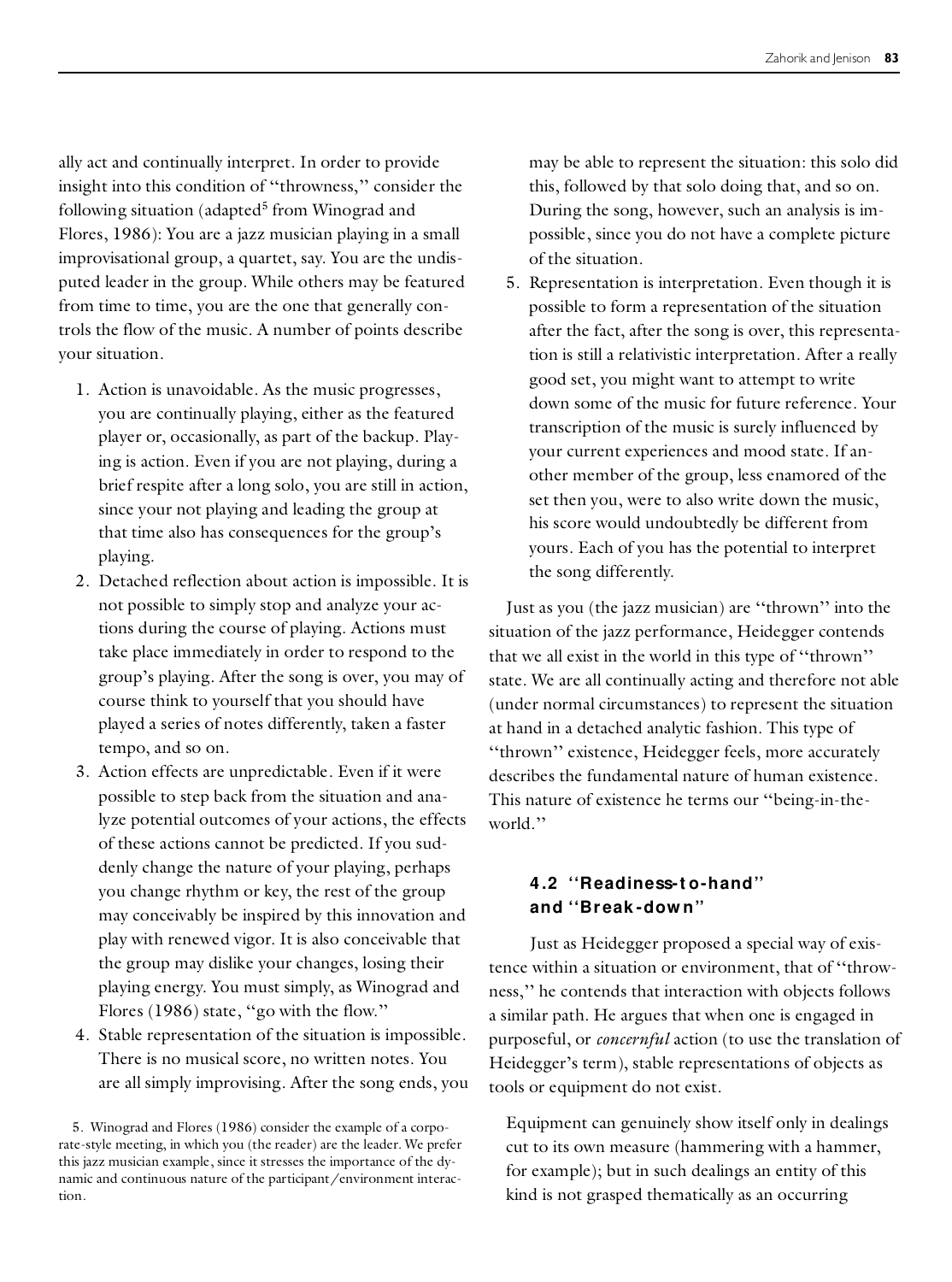ally act and continually interpret. In order to provide insight into this condition of "throwness," consider the following situation (adapted[5] from Winograd and Flores, 1986): You are a jazz musician playing in a small improvisational group, a quartet, say. You are the undisputed leader in the group. While others may be featured from time to time, you are the one that generally controls the flow of the music. A number of points describe your situation.

1. Action is unavoidable. As the music progresses, you are continually playing, either as the featured player or, occasionally, as part of the backup. Playing is action. Even if you are not playing, during a brief respite after a long solo, you are still in action, since your not playing and leading the group at that time also has consequences for the group's playing.
2. Detached reflection about action is impossible. It is not possible to simply stop and analyze your actions during the course of playing. Actions must take place immediately in order to respond to the group's playing. After the song is over, you may of course think to yourself that you should have played a series of notes differently, taken a faster tempo, and so on.
3. Action effects are unpredictable. Even if it were possible to step back from the situation and analyze potential outcomes of your actions, the effects of these actions cannot be predicted. If you suddenly change the nature of your playing, perhaps you change rhythm or key, the rest of the group may conceivably be inspired by this innovation and play with renewed vigor. It is also conceivable that the group may dislike your changes, losing their playing energy. You must simply, as Winograd and Flores (1986) state, "go with the flow."
4. Stable representation of the situation is impossible. There is no musical score, no written notes. You are all simply improvising. After the song ends, you may be able to represent the situation: this solo did this, followed by that solo doing that, and so on. During the song, however, such an analysis is impossible, since you do not have a complete picture of the situation.
5. Representation is interpretation. Even though it is possible to form a representation of the situation after the fact, after the song is over, this representation is still a relativistic interpretation. After a really good set, you might want to attempt to write down some of the music for future reference. Your transcription of the music is surely influenced by your current experiences and mood state. If another member of the group, less enamored of the set then you, were to also write down the music, his score would undoubtedly be different from yours. Each of you has the potential to interpret the song differently.

Just as you (the jazz musician) are "thrown" into the situation of the jazz performance, Heidegger contends that we all exist in the world in this type of "thrown" state. We are all continually acting and therefore not able (under normal circumstances) to represent the situation at hand in a detached analytic fashion. This type of "thrown" existence, Heidegger feels, more accurately describes the fundamental nature of human existence. This nature of existence he terms our "being-in-the-world."

### 4.2 "Readiness-to-hand" and "Break-down"

Just as Heidegger proposed a special way of existence within a situation or environment, that of "throwness," he contends that interaction with objects follows a similar path. He argues that when one is engaged in purposeful, or *concernful* action (to use the translation of Heidegger's term), stable representations of objects as tools or equipment do not exist.

> Equipment can genuinely show itself only in dealings cut to its own measure (hammering with a hammer, for example); but in such dealings an entity of this kind is not grasped thematically as an occurring

5. Winograd and Flores (1986) consider the example of a corporate-style meeting, in which you (the reader) are the leader. We prefer this jazz musician example, since it stresses the importance of the dynamic and continuous nature of the participant/environment interaction.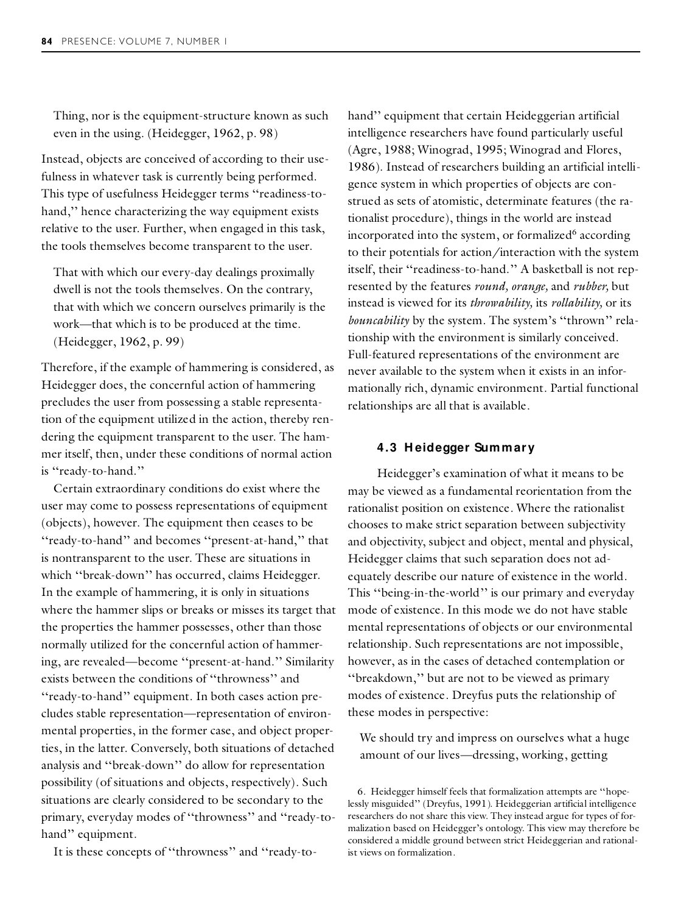Thing, nor is the equipment-structure known as such even in the using. (Heidegger, 1962, p. 98)

Instead, objects are conceived of according to their usefulness in whatever task is currently being performed. This type of usefulness Heidegger terms ''readiness-to-hand,'' hence characterizing the way equipment exists relative to the user. Further, when engaged in this task, the tools themselves become transparent to the user.

> That with which our every-day dealings proximally dwell is not the tools themselves. On the contrary, that with which we concern ourselves primarily is the work—that which is to be produced at the time. (Heidegger, 1962, p. 99)

Therefore, if the example of hammering is considered, as Heidegger does, the concernful action of hammering precludes the user from possessing a stable representation of the equipment utilized in the action, thereby rendering the equipment transparent to the user. The hammer itself, then, under these conditions of normal action is ''ready-to-hand.''

Certain extraordinary conditions do exist where the user may come to possess representations of equipment (objects), however. The equipment then ceases to be ''ready-to-hand'' and becomes ''present-at-hand,'' that is nontransparent to the user. These are situations in which ''break-down'' has occurred, claims Heidegger. In the example of hammering, it is only in situations where the hammer slips or breaks or misses its target that the properties the hammer possesses, other than those normally utilized for the concernful action of hammering, are revealed—become ''present-at-hand.'' Similarity exists between the conditions of ''throwness'' and ''ready-to-hand'' equipment. In both cases action precludes stable representation—representation of environmental properties, in the former case, and object properties, in the latter. Conversely, both situations of detached analysis and ''break-down'' do allow for representation possibility (of situations and objects, respectively). Such situations are clearly considered to be secondary to the primary, everyday modes of ''throwness'' and ''ready-to-hand'' equipment.

It is these concepts of ''throwness'' and ''ready-to-hand'' equipment that certain Heideggerian artificial intelligence researchers have found particularly useful (Agre, 1988; Winograd, 1995; Winograd and Flores, 1986). Instead of researchers building an artificial intelligence system in which properties of objects are construed as sets of atomistic, determinate features (the rationalist procedure), things in the world are instead incorporated into the system, or formalized[6] according to their potentials for action/interaction with the system itself, their ''readiness-to-hand.'' A basketball is not represented by the features *round, orange,* and *rubber,* but instead is viewed for its *throwability,* its *rollability,* or its *bouncability* by the system. The system's ''thrown'' relationship with the environment is similarly conceived. Full-featured representations of the environment are never available to the system when it exists in an informationally rich, dynamic environment. Partial functional relationships are all that is available.

### 4.3 Heidegger Summary

Heidegger's examination of what it means to be may be viewed as a fundamental reorientation from the rationalist position on existence. Where the rationalist chooses to make strict separation between subjectivity and objectivity, subject and object, mental and physical, Heidegger claims that such separation does not adequately describe our nature of existence in the world. This ''being-in-the-world'' is our primary and everyday mode of existence. In this mode we do not have stable mental representations of objects or our environmental relationship. Such representations are not impossible, however, as in the cases of detached contemplation or ''breakdown,'' but are not to be viewed as primary modes of existence. Dreyfus puts the relationship of these modes in perspective:

> We should try and impress on ourselves what a huge amount of our lives—dressing, working, getting

6. Heidegger himself feels that formalization attempts are ''hopelessly misguided'' (Dreyfus, 1991). Heideggerian artificial intelligence researchers do not share this view. They instead argue for types of formalization based on Heidegger's ontology. This view may therefore be considered a middle ground between strict Heideggerian and rationalist views on formalization.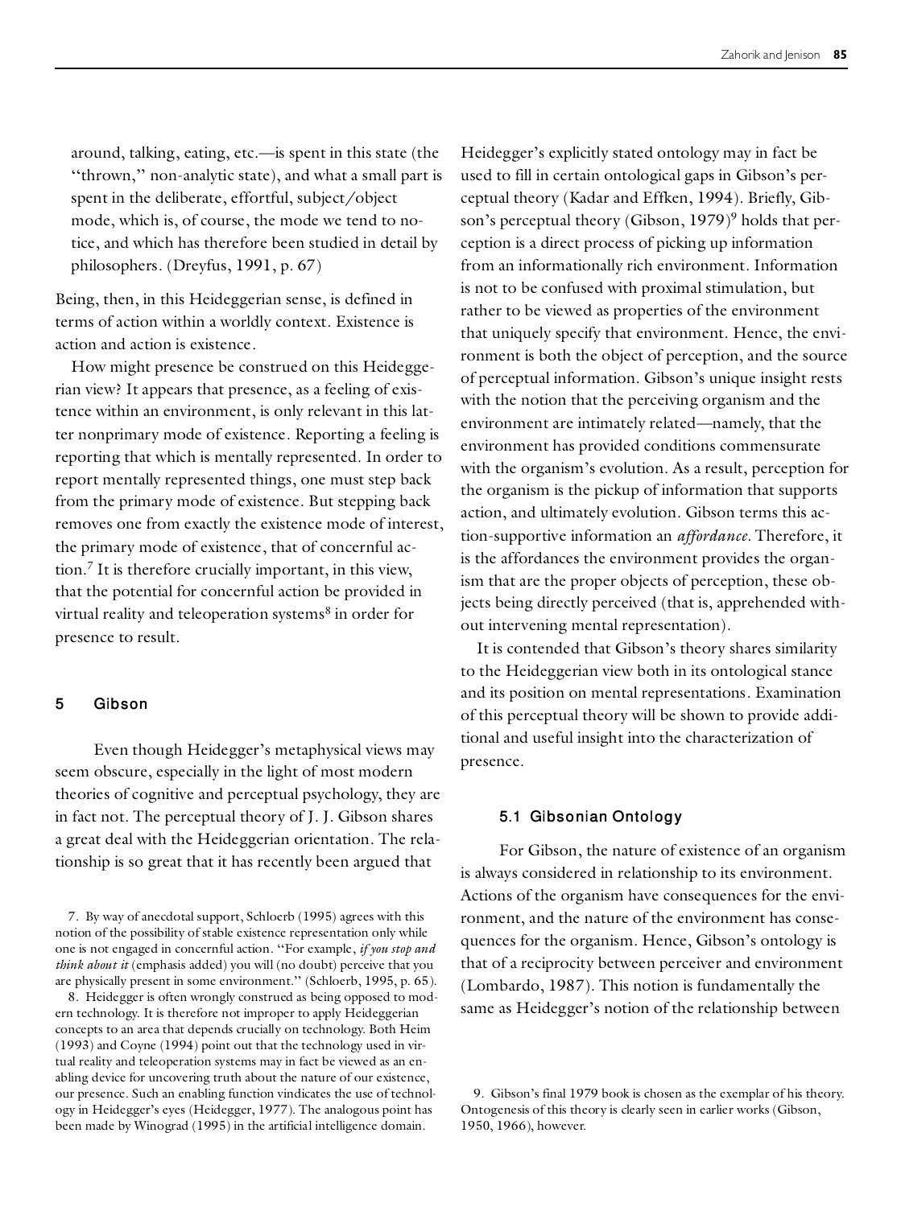around, talking, eating, etc.—is spent in this state (the "thrown," non-analytic state), and what a small part is spent in the deliberate, effortful, subject/object mode, which is, of course, the mode we tend to notice, and which has therefore been studied in detail by philosophers. (Dreyfus, 1991, p. 67)

Being, then, in this Heideggerian sense, is defined in terms of action within a worldly context. Existence is action and action is existence.

How might presence be construed on this Heideggerian view? It appears that presence, as a feeling of existence within an environment, is only relevant in this latter nonprimary mode of existence. Reporting a feeling is reporting that which is mentally represented. In order to report mentally represented things, one must step back from the primary mode of existence. But stepping back removes one from exactly the existence mode of interest, the primary mode of existence, that of concernful action.[7] It is therefore crucially important, in this view, that the potential for concernful action be provided in virtual reality and teleoperation systems[8] in order for presence to result.

## 5 Gibson

Even though Heidegger's metaphysical views may seem obscure, especially in the light of most modern theories of cognitive and perceptual psychology, they are in fact not. The perceptual theory of J. J. Gibson shares a great deal with the Heideggerian orientation. The relationship is so great that it has recently been argued that Heidegger's explicitly stated ontology may in fact be used to fill in certain ontological gaps in Gibson's perceptual theory (Kadar and Effken, 1994). Briefly, Gibson's perceptual theory (Gibson, 1979)[9] holds that perception is a direct process of picking up information from an informationally rich environment. Information is not to be confused with proximal stimulation, but rather to be viewed as properties of the environment that uniquely specify that environment. Hence, the environment is both the object of perception, and the source of perceptual information. Gibson's unique insight rests with the notion that the perceiving organism and the environment are intimately related—namely, that the environment has provided conditions commensurate with the organism's evolution. As a result, perception for the organism is the pickup of information that supports action, and ultimately evolution. Gibson terms this action-supportive information an *affordance*. Therefore, it is the affordances the environment provides the organism that are the proper objects of perception, these objects being directly perceived (that is, apprehended without intervening mental representation).

It is contended that Gibson's theory shares similarity to the Heideggerian view both in its ontological stance and its position on mental representations. Examination of this perceptual theory will be shown to provide additional and useful insight into the characterization of presence.

### 5.1 Gibsonian Ontology

For Gibson, the nature of existence of an organism is always considered in relationship to its environment. Actions of the organism have consequences for the environment, and the nature of the environment has consequences for the organism. Hence, Gibson's ontology is that of a reciprocity between perceiver and environment (Lombardo, 1987). This notion is fundamentally the same as Heidegger's notion of the relationship between

---

7. By way of anecdotal support, Schloerb (1995) agrees with this notion of the possibility of stable existence representation only while one is not engaged in concernful action. "For example, ***if you stop and think about it*** (emphasis added) you will (no doubt) perceive that you are physically present in some environment." (Schloerb, 1995, p. 65).

8. Heidegger is often wrongly construed as being opposed to modern technology. It is therefore not improper to apply Heideggerian concepts to an area that depends crucially on technology. Both Heim (1993) and Coyne (1994) point out that the technology used in virtual reality and teleoperation systems may in fact be viewed as an enabling device for uncovering truth about the nature of our existence, our presence. Such an enabling function vindicates the use of technology in Heidegger's eyes (Heidegger, 1977). The analogous point has been made by Winograd (1995) in the artificial intelligence domain.

9. Gibson's final 1979 book is chosen as the exemplar of his theory. Ontogenesis of this theory is clearly seen in earlier works (Gibson, 1950, 1966), however.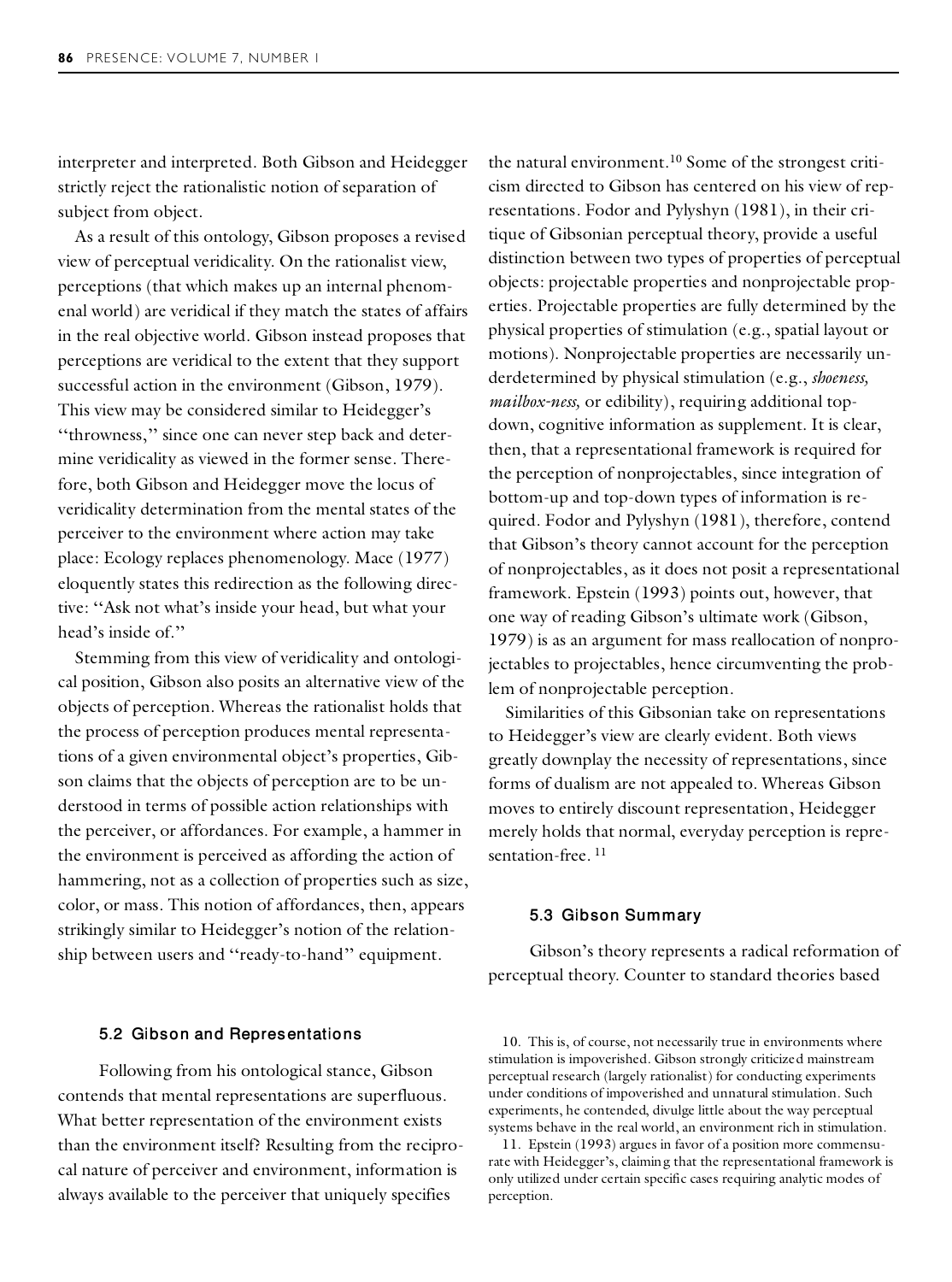interpreter and interpreted. Both Gibson and Heidegger strictly reject the rationalistic notion of separation of subject from object.

As a result of this ontology, Gibson proposes a revised view of perceptual veridicality. On the rationalist view, perceptions (that which makes up an internal phenomenal world) are veridical if they match the states of affairs in the real objective world. Gibson instead proposes that perceptions are veridical to the extent that they support successful action in the environment (Gibson, 1979). This view may be considered similar to Heidegger's "thrownness," since one can never step back and determine veridicality as viewed in the former sense. Therefore, both Gibson and Heidegger move the locus of veridicality determination from the mental states of the perceiver to the environment where action may take place: Ecology replaces phenomenology. Mace (1977) eloquently states this redirection as the following directive: "Ask not what's inside your head, but what your head's inside of."

Stemming from this view of veridicality and ontological position, Gibson also posits an alternative view of the objects of perception. Whereas the rationalist holds that the process of perception produces mental representations of a given environmental object's properties, Gibson claims that the objects of perception are to be understood in terms of possible action relationships with the perceiver, or affordances. For example, a hammer in the environment is perceived as affording the action of hammering, not as a collection of properties such as size, color, or mass. This notion of affordances, then, appears strikingly similar to Heidegger's notion of the relationship between users and "ready-to-hand" equipment.

### 5.2 Gibson and Representations

Following from his ontological stance, Gibson contends that mental representations are superfluous. What better representation of the environment exists than the environment itself? Resulting from the reciprocal nature of perceiver and environment, information is always available to the perceiver that uniquely specifies the natural environment.[10] Some of the strongest criticism directed to Gibson has centered on his view of representations. Fodor and Pylyshyn (1981), in their critique of Gibsonian perceptual theory, provide a useful distinction between two types of properties of perceptual objects: projectable properties and nonprojectable properties. Projectable properties are fully determined by the physical properties of stimulation (e.g., spatial layout or motions). Nonprojectable properties are necessarily underdetermined by physical stimulation (e.g., *shoeness, mailbox-ness,* or edibility), requiring additional top-down, cognitive information as supplement. It is clear, then, that a representational framework is required for the perception of nonprojectables, since integration of bottom-up and top-down types of information is required. Fodor and Pylyshyn (1981), therefore, contend that Gibson's theory cannot account for the perception of nonprojectables, as it does not posit a representational framework. Epstein (1993) points out, however, that one way of reading Gibson's ultimate work (Gibson, 1979) is as an argument for mass reallocation of nonprojectables to projectables, hence circumventing the problem of nonprojectable perception.

Similarities of this Gibsonian take on representations to Heidegger's view are clearly evident. Both views greatly downplay the necessity of representations, since forms of dualism are not appealed to. Whereas Gibson moves to entirely discount representation, Heidegger merely holds that normal, everyday perception is representation-free.[11]

### 5.3 Gibson Summary

Gibson's theory represents a radical reformation of perceptual theory. Counter to standard theories based

10. This is, of course, not necessarily true in environments where stimulation is impoverished. Gibson strongly criticized mainstream perceptual research (largely rationalist) for conducting experiments under conditions of impoverished and unnatural stimulation. Such experiments, he contended, divulge little about the way perceptual systems behave in the real world, an environment rich in stimulation.

11. Epstein (1993) argues in favor of a position more commensurate with Heidegger's, claiming that the representational framework is only utilized under certain specific cases requiring analytic modes of perception.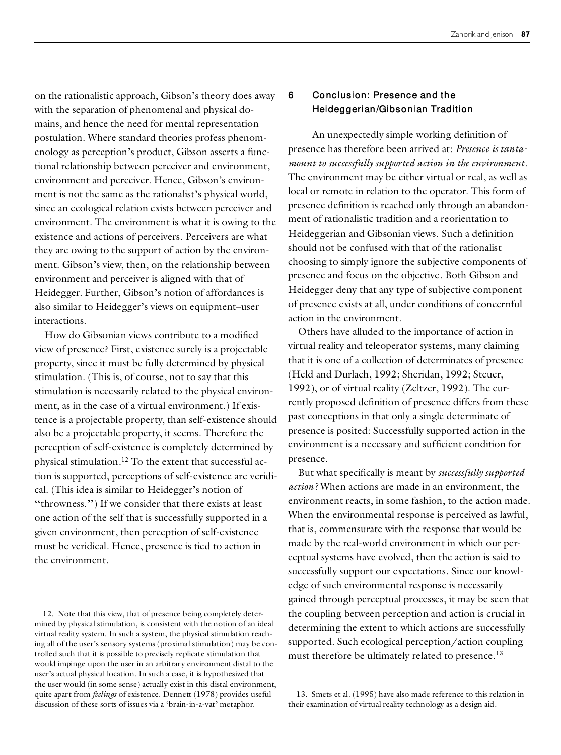on the rationalistic approach, Gibson's theory does away with the separation of phenomenal and physical domains, and hence the need for mental representation postulation. Where standard theories profess phenomenology as perception's product, Gibson asserts a functional relationship between perceiver and environment, environment and perceiver. Hence, Gibson's environment is not the same as the rationalist's physical world, since an ecological relation exists between perceiver and environment. The environment is what it is owing to the existence and actions of perceivers. Perceivers are what they are owing to the support of action by the environment. Gibson's view, then, on the relationship between environment and perceiver is aligned with that of Heidegger. Further, Gibson's notion of affordances is also similar to Heidegger's views on equipment–user interactions.

How do Gibsonian views contribute to a modified view of presence? First, existence surely is a projectable property, since it must be fully determined by physical stimulation. (This is, of course, not to say that this stimulation is necessarily related to the physical environment, as in the case of a virtual environment.) If existence is a projectable property, than self-existence should also be a projectable property, it seems. Therefore the perception of self-existence is completely determined by physical stimulation.[12] To the extent that successful action is supported, perceptions of self-existence are veridical. (This idea is similar to Heidegger's notion of "throwness.") If we consider that there exists at least one action of the self that is successfully supported in a given environment, then perception of self-existence must be veridical. Hence, presence is tied to action in the environment.

## 6 Conclusion: Presence and the Heideggerian/Gibsonian Tradition

An unexpectedly simple working definition of presence has therefore been arrived at: *Presence is tantamount to successfully supported action in the environment*. The environment may be either virtual or real, as well as local or remote in relation to the operator. This form of presence definition is reached only through an abandonment of rationalistic tradition and a reorientation to Heideggerian and Gibsonian views. Such a definition should not be confused with that of the rationalist choosing to simply ignore the subjective components of presence and focus on the objective. Both Gibson and Heidegger deny that any type of subjective component of presence exists at all, under conditions of concernful action in the environment.

Others have alluded to the importance of action in virtual reality and teleoperator systems, many claiming that it is one of a collection of determinates of presence (Held and Durlach, 1992; Sheridan, 1992; Steuer, 1992), or of virtual reality (Zeltzer, 1992). The currently proposed definition of presence differs from these past conceptions in that only a single determinate of presence is posited: Successfully supported action in the environment is a necessary and sufficient condition for presence.

But what specifically is meant by *successfully supported action?* When actions are made in an environment, the environment reacts, in some fashion, to the action made. When the environmental response is perceived as lawful, that is, commensurate with the response that would be made by the real-world environment in which our perceptual systems have evolved, then the action is said to successfully support our expectations. Since our knowledge of such environmental response is necessarily gained through perceptual processes, it may be seen that the coupling between perception and action is crucial in determining the extent to which actions are successfully supported. Such ecological perception/action coupling must therefore be ultimately related to presence.[13]

12. Note that this view, that of presence being completely determined by physical stimulation, is consistent with the notion of an ideal virtual reality system. In such a system, the physical stimulation reaching all of the user's sensory systems (proximal stimulation) may be controlled such that it is possible to precisely replicate stimulation that would impinge upon the user in an arbitrary environment distal to the user's actual physical location. In such a case, it is hypothesized that the user would (in some sense) actually exist in this distal environment, quite apart from *feelings* of existence. Dennett (1978) provides useful discussion of these sorts of issues via a 'brain-in-a-vat' metaphor.

13. Smets et al. (1995) have also made reference to this relation in their examination of virtual reality technology as a design aid.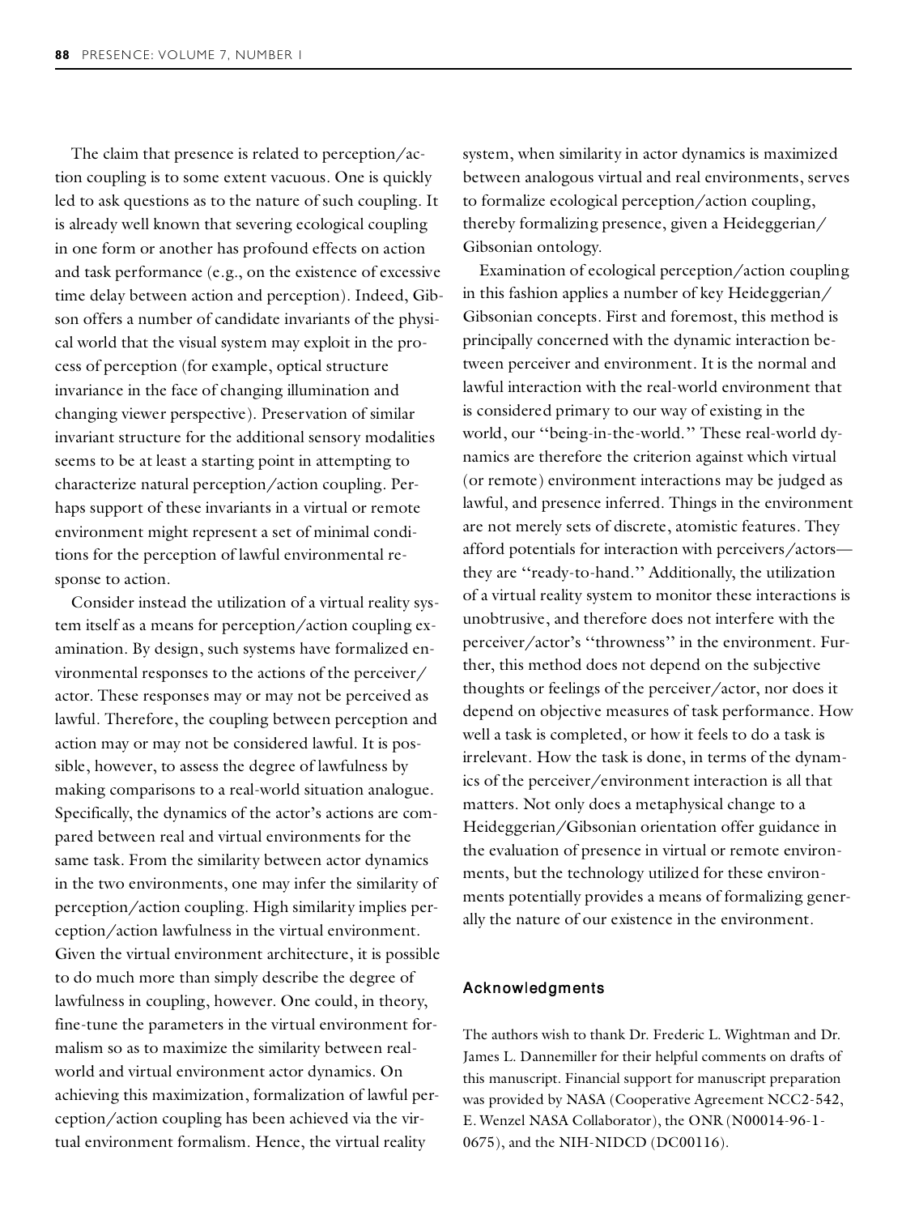The claim that presence is related to perception/action coupling is to some extent vacuous. One is quickly led to ask questions as to the nature of such coupling. It is already well known that severing ecological coupling in one form or another has profound effects on action and task performance (e.g., on the existence of excessive time delay between action and perception). Indeed, Gibson offers a number of candidate invariants of the physical world that the visual system may exploit in the process of perception (for example, optical structure invariance in the face of changing illumination and changing viewer perspective). Preservation of similar invariant structure for the additional sensory modalities seems to be at least a starting point in attempting to characterize natural perception/action coupling. Perhaps support of these invariants in a virtual or remote environment might represent a set of minimal conditions for the perception of lawful environmental response to action.

Consider instead the utilization of a virtual reality system itself as a means for perception/action coupling examination. By design, such systems have formalized environmental responses to the actions of the perceiver/actor. These responses may or may not be perceived as lawful. Therefore, the coupling between perception and action may or may not be considered lawful. It is possible, however, to assess the degree of lawfulness by making comparisons to a real-world situation analogue. Specifically, the dynamics of the actor's actions are compared between real and virtual environments for the same task. From the similarity between actor dynamics in the two environments, one may infer the similarity of perception/action coupling. High similarity implies perception/action lawfulness in the virtual environment. Given the virtual environment architecture, it is possible to do much more than simply describe the degree of lawfulness in coupling, however. One could, in theory, fine-tune the parameters in the virtual environment formalism so as to maximize the similarity between real-world and virtual environment actor dynamics. On achieving this maximization, formalization of lawful perception/action coupling has been achieved via the virtual environment formalism. Hence, the virtual reality system, when similarity in actor dynamics is maximized between analogous virtual and real environments, serves to formalize ecological perception/action coupling, thereby formalizing presence, given a Heideggerian/Gibsonian ontology.

Examination of ecological perception/action coupling in this fashion applies a number of key Heideggerian/Gibsonian concepts. First and foremost, this method is principally concerned with the dynamic interaction between perceiver and environment. It is the normal and lawful interaction with the real-world environment that is considered primary to our way of existing in the world, our "being-in-the-world." These real-world dynamics are therefore the criterion against which virtual (or remote) environment interactions may be judged as lawful, and presence inferred. Things in the environment are not merely sets of discrete, atomistic features. They afford potentials for interaction with perceivers/actors—they are "ready-to-hand." Additionally, the utilization of a virtual reality system to monitor these interactions is unobtrusive, and therefore does not interfere with the perceiver/actor's "thrownness" in the environment. Further, this method does not depend on the subjective thoughts or feelings of the perceiver/actor, nor does it depend on objective measures of task performance. How well a task is completed, or how it feels to do a task is irrelevant. How the task is done, in terms of the dynamics of the perceiver/environment interaction is all that matters. Not only does a metaphysical change to a Heideggerian/Gibsonian orientation offer guidance in the evaluation of presence in virtual or remote environments, but the technology utilized for these environments potentially provides a means of formalizing generally the nature of our existence in the environment.

## Acknowledgments

The authors wish to thank Dr. Frederic L. Wightman and Dr. James L. Dannemiller for their helpful comments on drafts of this manuscript. Financial support for manuscript preparation was provided by NASA (Cooperative Agreement NCC2-542, E. Wenzel NASA Collaborator), the ONR (N00014-96-1-0675), and the NIH-NIDCD (DC00116).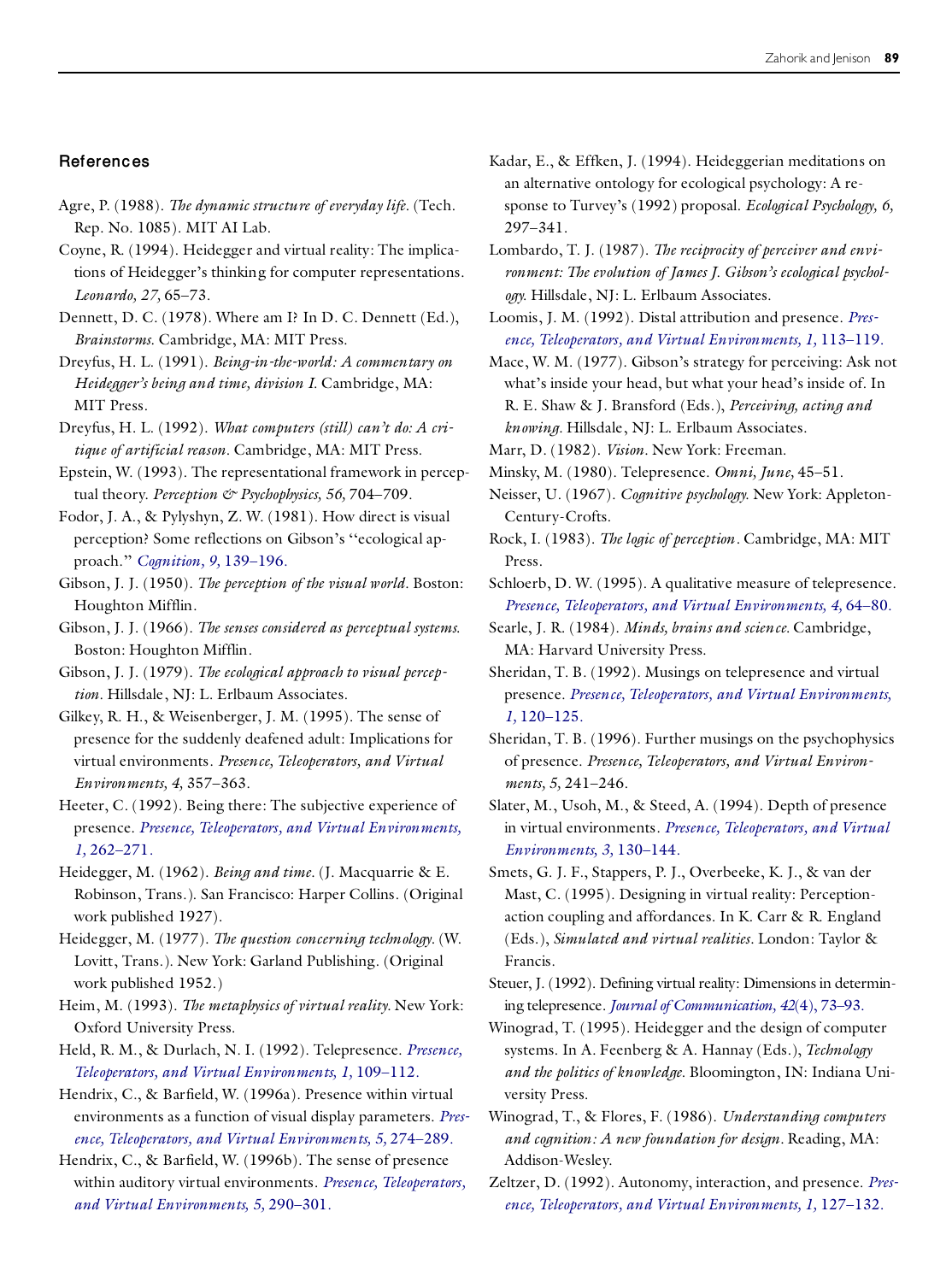## References

Agre, P. (1988). *The dynamic structure of everyday life*. (Tech. Rep. No. 1085). MIT AI Lab.

Coyne, R. (1994). Heidegger and virtual reality: The implications of Heidegger's thinking for computer representations. *Leonardo, 27,* 65–73.

Dennett, D. C. (1978). Where am I? In D. C. Dennett (Ed.), *Brainstorms.* Cambridge, MA: MIT Press.

Dreyfus, H. L. (1991). *Being-in-the-world: A commentary on Heidegger's being and time, division I.* Cambridge, MA: MIT Press.

Dreyfus, H. L. (1992). *What computers (still) can't do: A critique of artificial reason*. Cambridge, MA: MIT Press.

Epstein, W. (1993). The representational framework in perceptual theory. *Perception & Psychophysics, 56,* 704–709.

Fodor, J. A., & Pylyshyn, Z. W. (1981). How direct is visual perception? Some reflections on Gibson's "ecological approach." *Cognition, 9,* 139–196.

Gibson, J. J. (1950). *The perception of the visual world*. Boston: Houghton Mifflin.

Gibson, J. J. (1966). *The senses considered as perceptual systems.* Boston: Houghton Mifflin.

Gibson, J. J. (1979). *The ecological approach to visual perception*. Hillsdale, NJ: L. Erlbaum Associates.

Gilkey, R. H., & Weisenberger, J. M. (1995). The sense of presence for the suddenly deafened adult: Implications for virtual environments. *Presence, Teleoperators, and Virtual Environments, 4,* 357–363.

Heeter, C. (1992). Being there: The subjective experience of presence. *Presence, Teleoperators, and Virtual Environments, 1,* 262–271.

Heidegger, M. (1962). *Being and time*. (J. Macquarrie & E. Robinson, Trans.). San Francisco: Harper Collins. (Original work published 1927).

Heidegger, M. (1977). *The question concerning technology*. (W. Lovitt, Trans.). New York: Garland Publishing. (Original work published 1952.)

Heim, M. (1993). *The metaphysics of virtual reality.* New York: Oxford University Press.

Held, R. M., & Durlach, N. I. (1992). Telepresence. *Presence, Teleoperators, and Virtual Environments, 1,* 109–112.

Hendrix, C., & Barfield, W. (1996a). Presence within virtual environments as a function of visual display parameters. *Presence, Teleoperators, and Virtual Environments, 5,* 274–289.

Hendrix, C., & Barfield, W. (1996b). The sense of presence within auditory virtual environments. *Presence, Teleoperators, and Virtual Environments, 5,* 290–301.

Kadar, E., & Effken, J. (1994). Heideggerian meditations on an alternative ontology for ecological psychology: A response to Turvey's (1992) proposal. *Ecological Psychology, 6,* 297–341.

Lombardo, T. J. (1987). *The reciprocity of perceiver and environment: The evolution of James J. Gibson's ecological psychology.* Hillsdale, NJ: L. Erlbaum Associates.

Loomis, J. M. (1992). Distal attribution and presence. *Presence, Teleoperators, and Virtual Environments, 1,* 113–119.

Mace, W. M. (1977). Gibson's strategy for perceiving: Ask not what's inside your head, but what your head's inside of. In R. E. Shaw & J. Bransford (Eds.), *Perceiving, acting and knowing.* Hillsdale, NJ: L. Erlbaum Associates.

Marr, D. (1982). *Vision.* New York: Freeman.

Minsky, M. (1980). Telepresence. *Omni, June,* 45–51.

Neisser, U. (1967). *Cognitive psychology.* New York: Appleton-Century-Crofts.

Rock, I. (1983). *The logic of perception*. Cambridge, MA: MIT Press.

Schloerb, D. W. (1995). A qualitative measure of telepresence. *Presence, Teleoperators, and Virtual Environments, 4,* 64–80.

Searle, J. R. (1984). *Minds, brains and science.* Cambridge, MA: Harvard University Press.

Sheridan, T. B. (1992). Musings on telepresence and virtual presence. *Presence, Teleoperators, and Virtual Environments, 1,* 120–125.

Sheridan, T. B. (1996). Further musings on the psychophysics of presence. *Presence, Teleoperators, and Virtual Environments, 5,* 241–246.

Slater, M., Usoh, M., & Steed, A. (1994). Depth of presence in virtual environments. *Presence, Teleoperators, and Virtual Environments, 3,* 130–144.

Smets, G. J. F., Stappers, P. J., Overbeeke, K. J., & van der Mast, C. (1995). Designing in virtual reality: Perception-action coupling and affordances. In K. Carr & R. England (Eds.), *Simulated and virtual realities.* London: Taylor & Francis.

Steuer, J. (1992). Defining virtual reality: Dimensions in determining telepresence. *Journal of Communication, 42*(4), 73–93.

Winograd, T. (1995). Heidegger and the design of computer systems. In A. Feenberg & A. Hannay (Eds.), *Technology and the politics of knowledge.* Bloomington, IN: Indiana University Press.

Winograd, T., & Flores, F. (1986). *Understanding computers and cognition: A new foundation for design*. Reading, MA: Addison-Wesley.

Zeltzer, D. (1992). Autonomy, interaction, and presence. *Presence, Teleoperators, and Virtual Environments, 1,* 127–132.